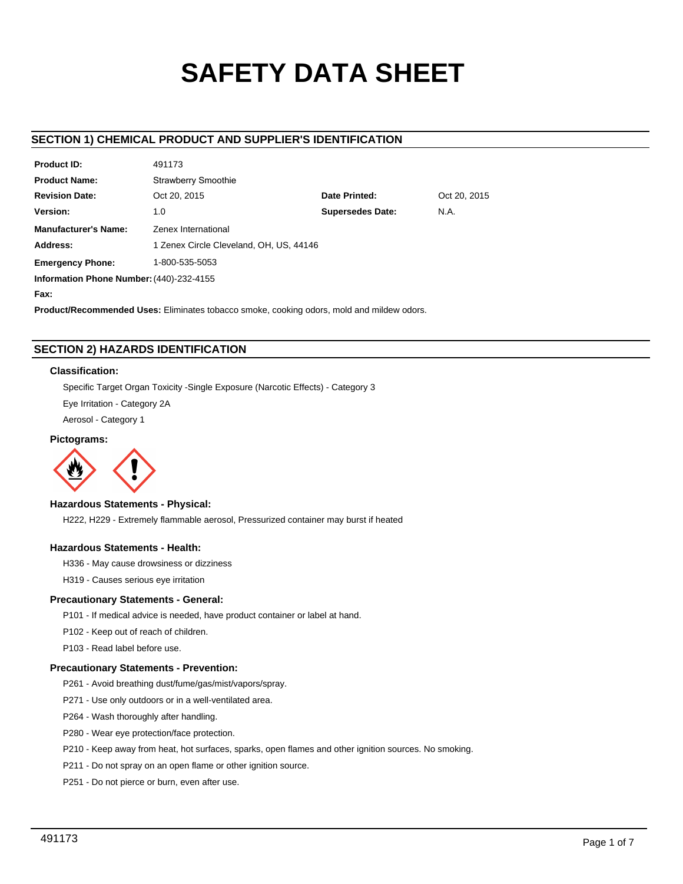# SAFETY DATA SHEET

## SECTION 1) CHEMICAL PRODUCT AND SUPPLIER'S IDENTIFICATION

| | | | |
|---|---|---|---|
| **Product ID:** | 491173 | | |
| **Product Name:** | Strawberry Smoothie | | |
| **Revision Date:** | Oct 20, 2015 | **Date Printed:** | Oct 20, 2015 |
| **Version:** | 1.0 | **Supersedes Date:** | N.A. |
| **Manufacturer's Name:** | Zenex International | | |
| **Address:** | 1 Zenex Circle Cleveland, OH, US, 44146 | | |
| **Emergency Phone:** | 1-800-535-5053 | | |
| **Information Phone Number:** | (440)-232-4155 | | |
| **Fax:** | | | |

**Product/Recommended Uses:** Eliminates tobacco smoke, cooking odors, mold and mildew odors.

## SECTION 2) HAZARDS IDENTIFICATION

### Classification:

Specific Target Organ Toxicity -Single Exposure (Narcotic Effects) - Category 3

Eye Irritation - Category 2A

Aerosol - Category 1

### Pictograms:

### Hazardous Statements - Physical:

H222, H229 - Extremely flammable aerosol, Pressurized container may burst if heated

### Hazardous Statements - Health:

H336 - May cause drowsiness or dizziness

H319 - Causes serious eye irritation

### Precautionary Statements - General:

P101 - If medical advice is needed, have product container or label at hand.

P102 - Keep out of reach of children.

P103 - Read label before use.

### Precautionary Statements - Prevention:

P261 - Avoid breathing dust/fume/gas/mist/vapors/spray.

P271 - Use only outdoors or in a well-ventilated area.

P264 - Wash thoroughly after handling.

P280 - Wear eye protection/face protection.

P210 - Keep away from heat, hot surfaces, sparks, open flames and other ignition sources. No smoking.

P211 - Do not spray on an open flame or other ignition source.

P251 - Do not pierce or burn, even after use.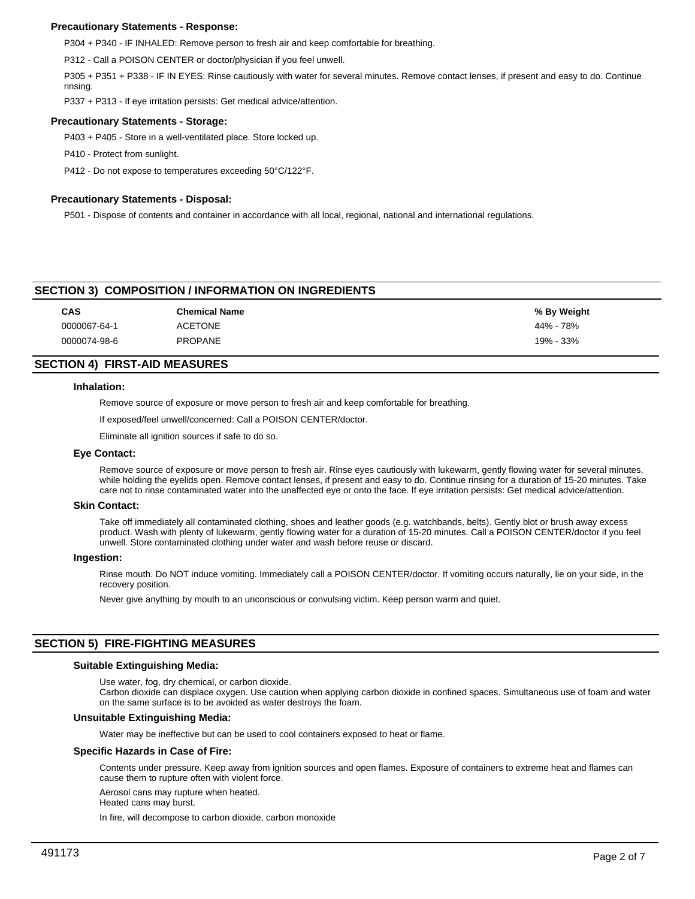### Precautionary Statements - Response:

P304 + P340 - IF INHALED: Remove person to fresh air and keep comfortable for breathing.

P312 - Call a POISON CENTER or doctor/physician if you feel unwell.

P305 + P351 + P338 - IF IN EYES: Rinse cautiously with water for several minutes. Remove contact lenses, if present and easy to do. Continue rinsing.

P337 + P313 - If eye irritation persists: Get medical advice/attention.

### Precautionary Statements - Storage:

P403 + P405 - Store in a well-ventilated place. Store locked up.

P410 - Protect from sunlight.

P412 - Do not expose to temperatures exceeding 50°C/122°F.

### Precautionary Statements - Disposal:

P501 - Dispose of contents and container in accordance with all local, regional, national and international regulations.

## SECTION 3) COMPOSITION / INFORMATION ON INGREDIENTS

| CAS | Chemical Name | % By Weight |
|---|---|---|
| 0000067-64-1 | ACETONE | 44% - 78% |
| 0000074-98-6 | PROPANE | 19% - 33% |

## SECTION 4) FIRST-AID MEASURES

### Inhalation:

Remove source of exposure or move person to fresh air and keep comfortable for breathing.

If exposed/feel unwell/concerned: Call a POISON CENTER/doctor.

Eliminate all ignition sources if safe to do so.

### Eye Contact:

Remove source of exposure or move person to fresh air. Rinse eyes cautiously with lukewarm, gently flowing water for several minutes, while holding the eyelids open. Remove contact lenses, if present and easy to do. Continue rinsing for a duration of 15-20 minutes. Take care not to rinse contaminated water into the unaffected eye or onto the face. If eye irritation persists: Get medical advice/attention.

### Skin Contact:

Take off immediately all contaminated clothing, shoes and leather goods (e.g. watchbands, belts). Gently blot or brush away excess product. Wash with plenty of lukewarm, gently flowing water for a duration of 15-20 minutes. Call a POISON CENTER/doctor if you feel unwell. Store contaminated clothing under water and wash before reuse or discard.

### Ingestion:

Rinse mouth. Do NOT induce vomiting. Immediately call a POISON CENTER/doctor. If vomiting occurs naturally, lie on your side, in the recovery position.

Never give anything by mouth to an unconscious or convulsing victim. Keep person warm and quiet.

## SECTION 5) FIRE-FIGHTING MEASURES

### Suitable Extinguishing Media:

Use water, fog, dry chemical, or carbon dioxide.
Carbon dioxide can displace oxygen. Use caution when applying carbon dioxide in confined spaces. Simultaneous use of foam and water on the same surface is to be avoided as water destroys the foam.

### Unsuitable Extinguishing Media:

Water may be ineffective but can be used to cool containers exposed to heat or flame.

### Specific Hazards in Case of Fire:

Contents under pressure. Keep away from ignition sources and open flames. Exposure of containers to extreme heat and flames can cause them to rupture often with violent force.

Aerosol cans may rupture when heated.
Heated cans may burst.

In fire, will decompose to carbon dioxide, carbon monoxide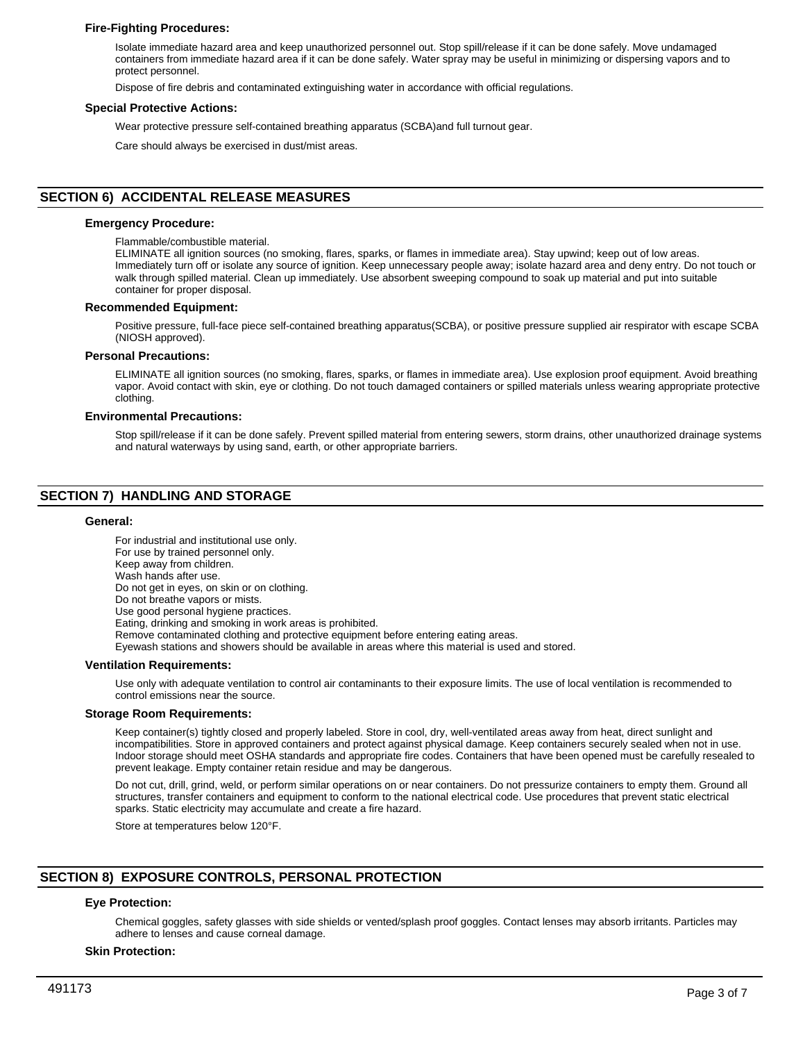### Fire-Fighting Procedures:

Isolate immediate hazard area and keep unauthorized personnel out. Stop spill/release if it can be done safely. Move undamaged containers from immediate hazard area if it can be done safely. Water spray may be useful in minimizing or dispersing vapors and to protect personnel.

Dispose of fire debris and contaminated extinguishing water in accordance with official regulations.

### Special Protective Actions:

Wear protective pressure self-contained breathing apparatus (SCBA)and full turnout gear.

Care should always be exercised in dust/mist areas.

## SECTION 6) ACCIDENTAL RELEASE MEASURES

### Emergency Procedure:

Flammable/combustible material.
ELIMINATE all ignition sources (no smoking, flares, sparks, or flames in immediate area). Stay upwind; keep out of low areas. Immediately turn off or isolate any source of ignition. Keep unnecessary people away; isolate hazard area and deny entry. Do not touch or walk through spilled material. Clean up immediately. Use absorbent sweeping compound to soak up material and put into suitable container for proper disposal.

### Recommended Equipment:

Positive pressure, full-face piece self-contained breathing apparatus(SCBA), or positive pressure supplied air respirator with escape SCBA (NIOSH approved).

### Personal Precautions:

ELIMINATE all ignition sources (no smoking, flares, sparks, or flames in immediate area). Use explosion proof equipment. Avoid breathing vapor. Avoid contact with skin, eye or clothing. Do not touch damaged containers or spilled materials unless wearing appropriate protective clothing.

### Environmental Precautions:

Stop spill/release if it can be done safely. Prevent spilled material from entering sewers, storm drains, other unauthorized drainage systems and natural waterways by using sand, earth, or other appropriate barriers.

## SECTION 7) HANDLING AND STORAGE

### General:

For industrial and institutional use only.
For use by trained personnel only.
Keep away from children.
Wash hands after use.
Do not get in eyes, on skin or on clothing.
Do not breathe vapors or mists.
Use good personal hygiene practices.
Eating, drinking and smoking in work areas is prohibited.
Remove contaminated clothing and protective equipment before entering eating areas.
Eyewash stations and showers should be available in areas where this material is used and stored.

### Ventilation Requirements:

Use only with adequate ventilation to control air contaminants to their exposure limits. The use of local ventilation is recommended to control emissions near the source.

### Storage Room Requirements:

Keep container(s) tightly closed and properly labeled. Store in cool, dry, well-ventilated areas away from heat, direct sunlight and incompatibilities. Store in approved containers and protect against physical damage. Keep containers securely sealed when not in use. Indoor storage should meet OSHA standards and appropriate fire codes. Containers that have been opened must be carefully resealed to prevent leakage. Empty container retain residue and may be dangerous.

Do not cut, drill, grind, weld, or perform similar operations on or near containers. Do not pressurize containers to empty them. Ground all structures, transfer containers and equipment to conform to the national electrical code. Use procedures that prevent static electrical sparks. Static electricity may accumulate and create a fire hazard.

Store at temperatures below 120°F.

## SECTION 8) EXPOSURE CONTROLS, PERSONAL PROTECTION

### Eye Protection:

Chemical goggles, safety glasses with side shields or vented/splash proof goggles. Contact lenses may absorb irritants. Particles may adhere to lenses and cause corneal damage.

### Skin Protection: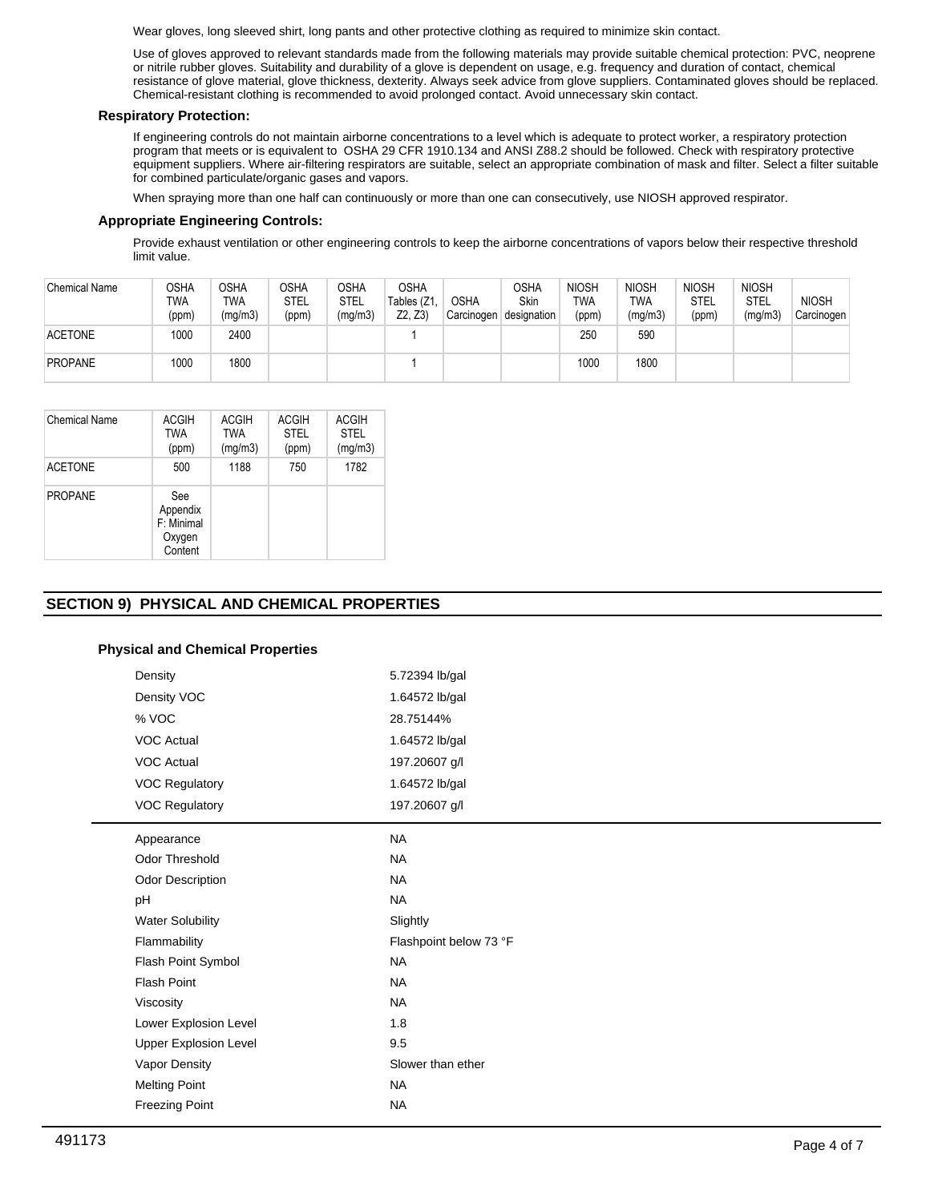Wear gloves, long sleeved shirt, long pants and other protective clothing as required to minimize skin contact.

Use of gloves approved to relevant standards made from the following materials may provide suitable chemical protection: PVC, neoprene or nitrile rubber gloves. Suitability and durability of a glove is dependent on usage, e.g. frequency and duration of contact, chemical resistance of glove material, glove thickness, dexterity. Always seek advice from glove suppliers. Contaminated gloves should be replaced. Chemical-resistant clothing is recommended to avoid prolonged contact. Avoid unnecessary skin contact.

### Respiratory Protection:

If engineering controls do not maintain airborne concentrations to a level which is adequate to protect worker, a respiratory protection program that meets or is equivalent to OSHA 29 CFR 1910.134 and ANSI Z88.2 should be followed. Check with respiratory protective equipment suppliers. Where air-filtering respirators are suitable, select an appropriate combination of mask and filter. Select a filter suitable for combined particulate/organic gases and vapors.

When spraying more than one half can continuously or more than one can consecutively, use NIOSH approved respirator.

### Appropriate Engineering Controls:

Provide exhaust ventilation or other engineering controls to keep the airborne concentrations of vapors below their respective threshold limit value.

| Chemical Name | OSHA TWA (ppm) | OSHA TWA (mg/m3) | OSHA STEL (ppm) | OSHA STEL (mg/m3) | OSHA Tables (Z1, Z2, Z3) | OSHA Carcinogen | OSHA Skin designation | NIOSH TWA (ppm) | NIOSH TWA (mg/m3) | NIOSH STEL (ppm) | NIOSH STEL (mg/m3) | NIOSH Carcinogen |
|---|---|---|---|---|---|---|---|---|---|---|---|---|
| ACETONE | 1000 | 2400 | | | 1 | | | 250 | 590 | | | |
| PROPANE | 1000 | 1800 | | | 1 | | | 1000 | 1800 | | | |

| Chemical Name | ACGIH TWA (ppm) | ACGIH TWA (mg/m3) | ACGIH STEL (ppm) | ACGIH STEL (mg/m3) |
|---|---|---|---|---|
| ACETONE | 500 | 1188 | 750 | 1782 |
| PROPANE | See Appendix F: Minimal Oxygen Content | | | |

## SECTION 9) PHYSICAL AND CHEMICAL PROPERTIES

### Physical and Chemical Properties

| | |
|---|---|
| Density | 5.72394 lb/gal |
| Density VOC | 1.64572 lb/gal |
| % VOC | 28.75144% |
| VOC Actual | 1.64572 lb/gal |
| VOC Actual | 197.20607 g/l |
| VOC Regulatory | 1.64572 lb/gal |
| VOC Regulatory | 197.20607 g/l |

| | |
|---|---|
| Appearance | NA |
| Odor Threshold | NA |
| Odor Description | NA |
| pH | NA |
| Water Solubility | Slightly |
| Flammability | Flashpoint below 73 °F |
| Flash Point Symbol | NA |
| Flash Point | NA |
| Viscosity | NA |
| Lower Explosion Level | 1.8 |
| Upper Explosion Level | 9.5 |
| Vapor Density | Slower than ether |
| Melting Point | NA |
| Freezing Point | NA |

491173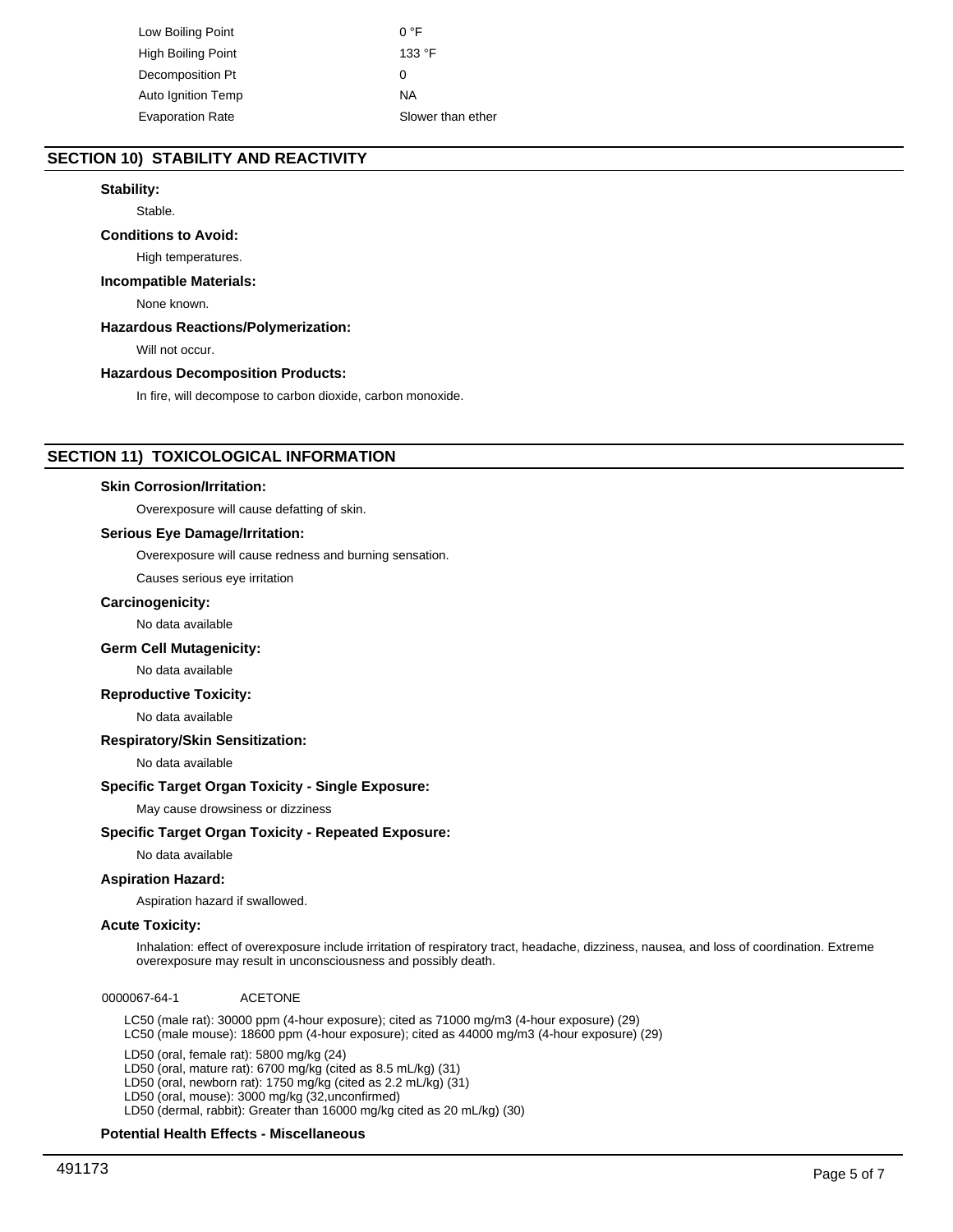| | |
|---|---|
| Low Boiling Point | 0 °F |
| High Boiling Point | 133 °F |
| Decomposition Pt | 0 |
| Auto Ignition Temp | NA |
| Evaporation Rate | Slower than ether |

## SECTION 10) STABILITY AND REACTIVITY

**Stability:**

Stable.

**Conditions to Avoid:**

High temperatures.

**Incompatible Materials:**

None known.

**Hazardous Reactions/Polymerization:**

Will not occur.

**Hazardous Decomposition Products:**

In fire, will decompose to carbon dioxide, carbon monoxide.

## SECTION 11) TOXICOLOGICAL INFORMATION

**Skin Corrosion/Irritation:**

Overexposure will cause defatting of skin.

**Serious Eye Damage/Irritation:**

Overexposure will cause redness and burning sensation.

Causes serious eye irritation

**Carcinogenicity:**

No data available

**Germ Cell Mutagenicity:**

No data available

**Reproductive Toxicity:**

No data available

**Respiratory/Skin Sensitization:**

No data available

**Specific Target Organ Toxicity - Single Exposure:**

May cause drowsiness or dizziness

**Specific Target Organ Toxicity - Repeated Exposure:**

No data available

**Aspiration Hazard:**

Aspiration hazard if swallowed.

**Acute Toxicity:**

Inhalation: effect of overexposure include irritation of respiratory tract, headache, dizziness, nausea, and loss of coordination. Extreme overexposure may result in unconsciousness and possibly death.

0000067-64-1 ACETONE

LC50 (male rat): 30000 ppm (4-hour exposure); cited as 71000 mg/m3 (4-hour exposure) (29)
LC50 (male mouse): 18600 ppm (4-hour exposure); cited as 44000 mg/m3 (4-hour exposure) (29)

LD50 (oral, female rat): 5800 mg/kg (24)
LD50 (oral, mature rat): 6700 mg/kg (cited as 8.5 mL/kg) (31)
LD50 (oral, newborn rat): 1750 mg/kg (cited as 2.2 mL/kg) (31)
LD50 (oral, mouse): 3000 mg/kg (32,unconfirmed)
LD50 (dermal, rabbit): Greater than 16000 mg/kg cited as 20 mL/kg) (30)

**Potential Health Effects - Miscellaneous**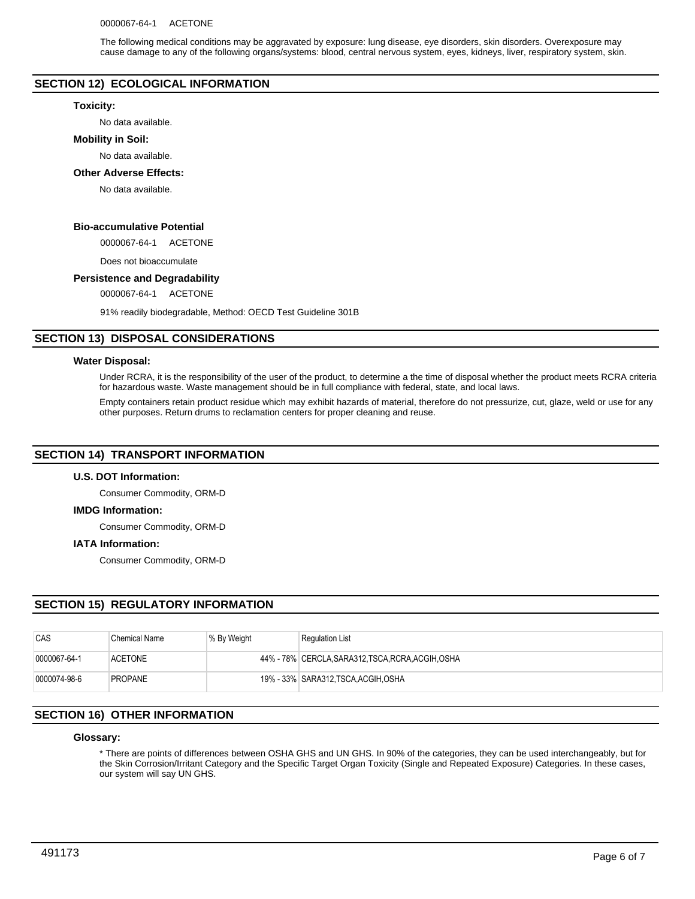0000067-64-1 ACETONE

The following medical conditions may be aggravated by exposure: lung disease, eye disorders, skin disorders. Overexposure may cause damage to any of the following organs/systems: blood, central nervous system, eyes, kidneys, liver, respiratory system, skin.

## SECTION 12) ECOLOGICAL INFORMATION

### Toxicity:

No data available.

### Mobility in Soil:

No data available.

### Other Adverse Effects:

No data available.

### Bio-accumulative Potential

0000067-64-1 ACETONE

Does not bioaccumulate

### Persistence and Degradability

0000067-64-1 ACETONE

91% readily biodegradable, Method: OECD Test Guideline 301B

## SECTION 13) DISPOSAL CONSIDERATIONS

### Water Disposal:

Under RCRA, it is the responsibility of the user of the product, to determine a the time of disposal whether the product meets RCRA criteria for hazardous waste. Waste management should be in full compliance with federal, state, and local laws.

Empty containers retain product residue which may exhibit hazards of material, therefore do not pressurize, cut, glaze, weld or use for any other purposes. Return drums to reclamation centers for proper cleaning and reuse.

## SECTION 14) TRANSPORT INFORMATION

### U.S. DOT Information:

Consumer Commodity, ORM-D

### IMDG Information:

Consumer Commodity, ORM-D

### IATA Information:

Consumer Commodity, ORM-D

## SECTION 15) REGULATORY INFORMATION

| CAS | Chemical Name | % By Weight | Regulation List |
|---|---|---|---|
| 0000067-64-1 | ACETONE | 44% - 78% | CERCLA,SARA312,TSCA,RCRA,ACGIH,OSHA |
| 0000074-98-6 | PROPANE | 19% - 33% | SARA312,TSCA,ACGIH,OSHA |

## SECTION 16) OTHER INFORMATION

### Glossary:

* There are points of differences between OSHA GHS and UN GHS. In 90% of the categories, they can be used interchangeably, but for the Skin Corrosion/Irritant Category and the Specific Target Organ Toxicity (Single and Repeated Exposure) Categories. In these cases, our system will say UN GHS.

491173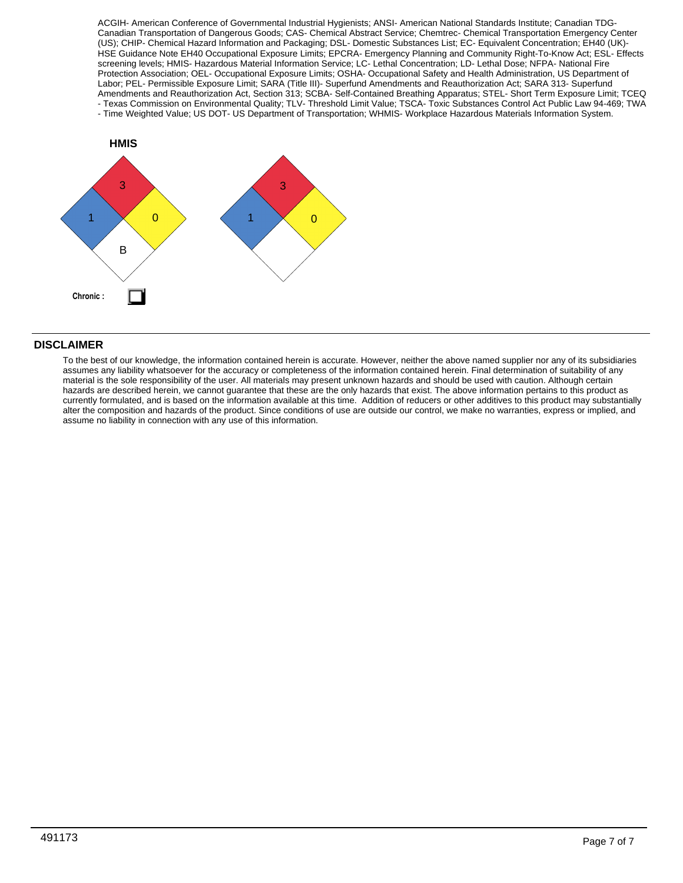ACGIH- American Conference of Governmental Industrial Hygienists; ANSI- American National Standards Institute; Canadian TDG- Canadian Transportation of Dangerous Goods; CAS- Chemical Abstract Service; Chemtrec- Chemical Transportation Emergency Center (US); CHIP- Chemical Hazard Information and Packaging; DSL- Domestic Substances List; EC- Equivalent Concentration; EH40 (UK)- HSE Guidance Note EH40 Occupational Exposure Limits; EPCRA- Emergency Planning and Community Right-To-Know Act; ESL- Effects screening levels; HMIS- Hazardous Material Information Service; LC- Lethal Concentration; LD- Lethal Dose; NFPA- National Fire Protection Association; OEL- Occupational Exposure Limits; OSHA- Occupational Safety and Health Administration, US Department of Labor; PEL- Permissible Exposure Limit; SARA (Title III)- Superfund Amendments and Reauthorization Act; SARA 313- Superfund Amendments and Reauthorization Act, Section 313; SCBA- Self-Contained Breathing Apparatus; STEL- Short Term Exposure Limit; TCEQ - Texas Commission on Environmental Quality; TLV- Threshold Limit Value; TSCA- Toxic Substances Control Act Public Law 94-469; TWA - Time Weighted Value; US DOT- US Department of Transportation; WHMIS- Workplace Hazardous Materials Information System.

**HMIS**

3
1
0
B

3
1
0

**Chronic :** ☐

## DISCLAIMER

To the best of our knowledge, the information contained herein is accurate. However, neither the above named supplier nor any of its subsidiaries assumes any liability whatsoever for the accuracy or completeness of the information contained herein. Final determination of suitability of any material is the sole responsibility of the user. All materials may present unknown hazards and should be used with caution. Although certain hazards are described herein, we cannot guarantee that these are the only hazards that exist. The above information pertains to this product as currently formulated, and is based on the information available at this time. Addition of reducers or other additives to this product may substantially alter the composition and hazards of the product. Since conditions of use are outside our control, we make no warranties, express or implied, and assume no liability in connection with any use of this information.

491173